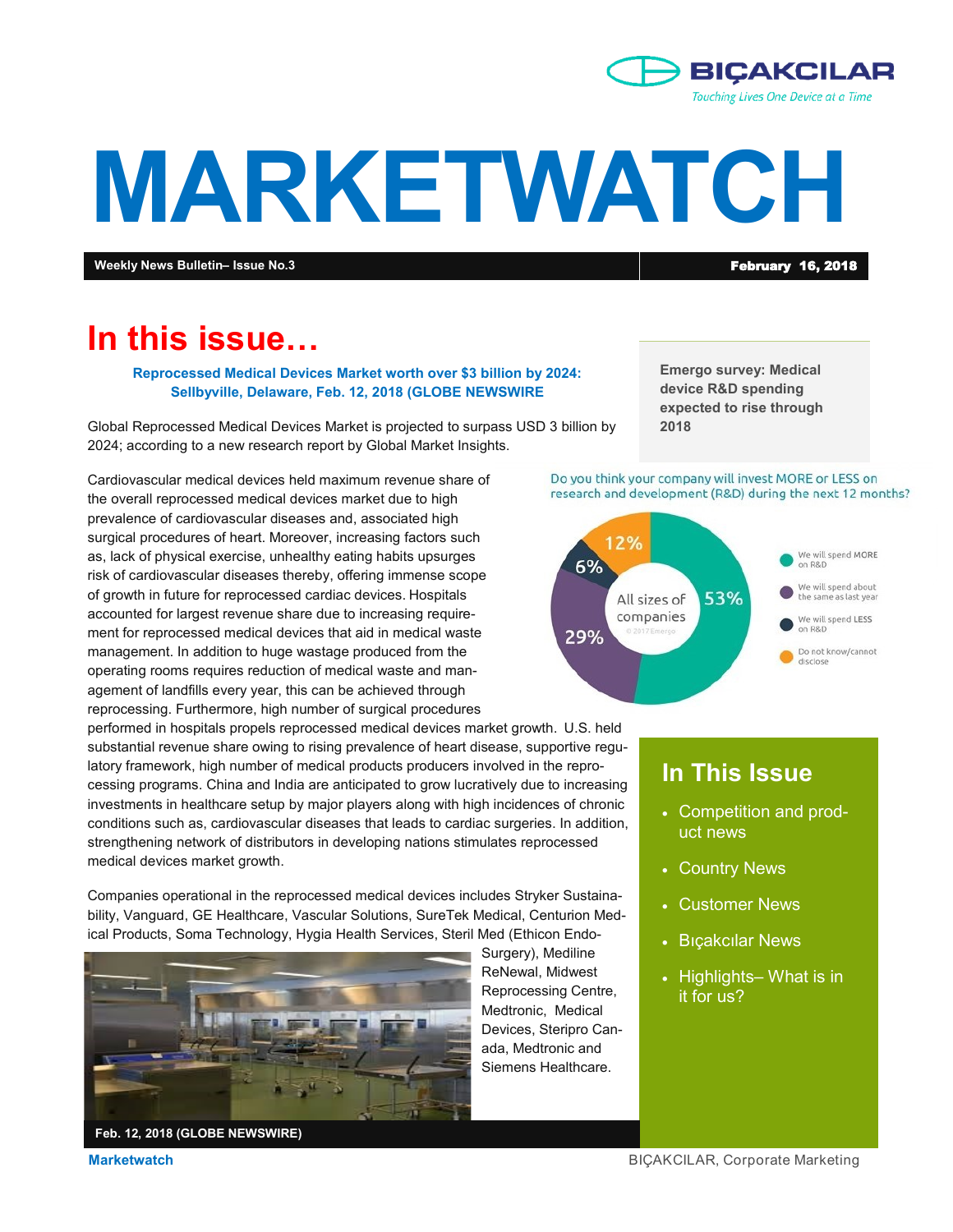# MARKETWATCH

**Weekly News Bulletin– Issue No.3** | **February 16, 2018**

## In this issue…

**Reprocessed Medical Devices Market worth over $3 billion by 2024: Sellbyville, Delaware, Feb. 12, 2018 (GLOBE NEWSWIRE**

Global Reprocessed Medical Devices Market is projected to surpass USD 3 billion by 2024; according to a new research report by Global Market Insights.

Cardiovascular medical devices held maximum revenue share of the overall reprocessed medical devices market due to high prevalence of cardiovascular diseases and, associated high surgical procedures of heart. Moreover, increasing factors such as, lack of physical exercise, unhealthy eating habits upsurges risk of cardiovascular diseases thereby, offering immense scope of growth in future for reprocessed cardiac devices. Hospitals accounted for largest revenue share due to increasing requirement for reprocessed medical devices that aid in medical waste management. In addition to huge wastage produced from the operating rooms requires reduction of medical waste and management of landfills every year, this can be achieved through reprocessing. Furthermore, high number of surgical procedures performed in hospitals propels reprocessed medical devices market growth. U.S. held substantial revenue share owing to rising prevalence of heart disease, supportive regulatory framework, high number of medical products producers involved in the reprocessing programs. China and India are anticipated to grow lucratively due to increasing investments in healthcare setup by major players along with high incidences of chronic conditions such as, cardiovascular diseases that leads to cardiac surgeries. In addition, strengthening network of distributors in developing nations stimulates reprocessed medical devices market growth.

Companies operational in the reprocessed medical devices includes Stryker Sustainability, Vanguard, GE Healthcare, Vascular Solutions, SureTek Medical, Centurion Medical Products, Soma Technology, Hygia Health Services, Steril Med (Ethicon Endo-Surgery), Mediline ReNewal, Midwest Reprocessing Centre, Medtronic, Medical Devices, Steripro Canada, Medtronic and Siemens Healthcare.

**Feb. 12, 2018 (GLOBE NEWSWIRE)**

**Emergo survey: Medical device R&D spending expected to rise through 2018**

Do you think your company will invest MORE or LESS on research and development (R&D) during the next 12 months?

All sizes of companies

- We will spend MORE on R&D: 53%
- We will spend about the same as last year: 29%
- We will spend LESS on R&D: 6%
- Do not know/cannot disclose: 12%

© 2017 Emergo

## In This Issue

- Competition and product news
- Country News
- Customer News
- Bıçakcılar News
- Highlights– What is in it for us?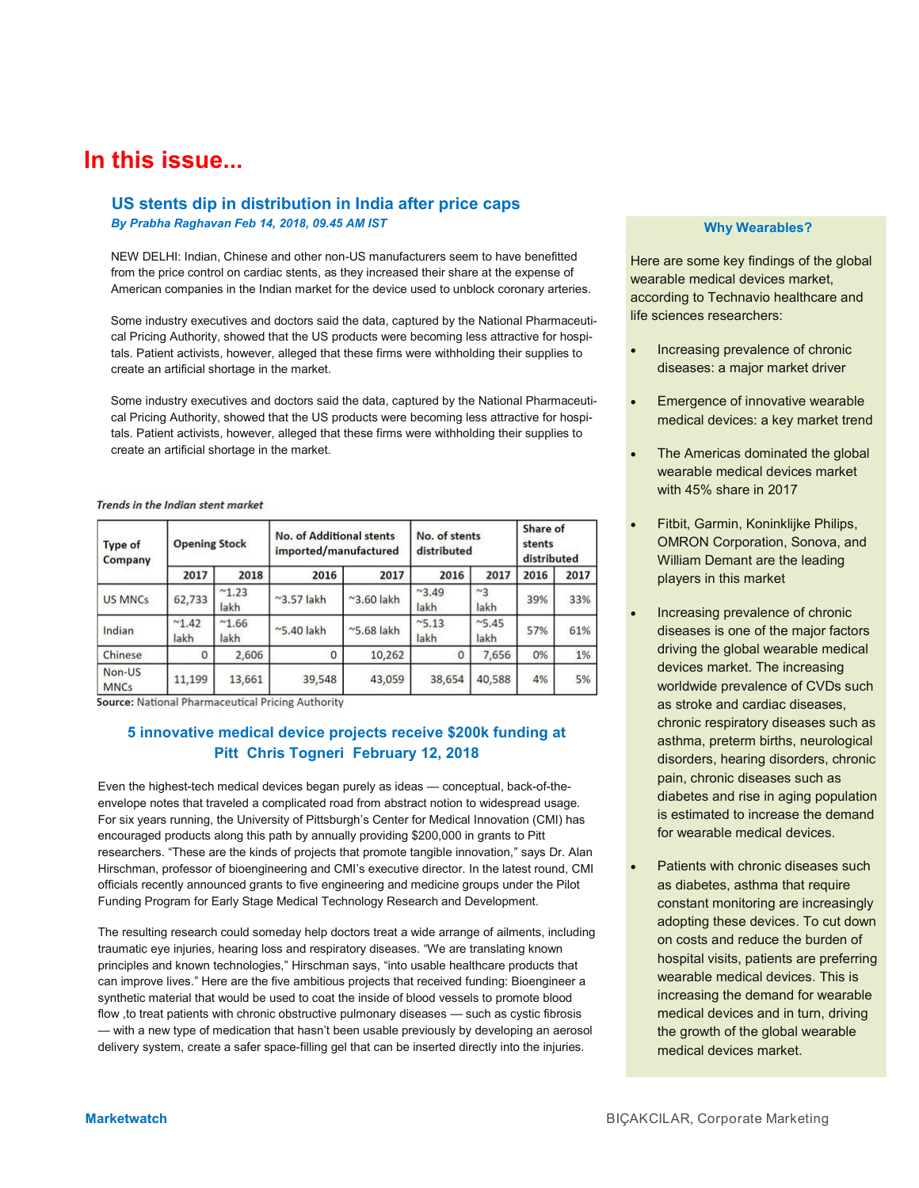# In this issue...

## US stents dip in distribution in India after price caps

*By Prabha Raghavan Feb 14, 2018, 09.45 AM IST*

NEW DELHI: Indian, Chinese and other non-US manufacturers seem to have benefitted from the price control on cardiac stents, as they increased their share at the expense of American companies in the Indian market for the device used to unblock coronary arteries.

Some industry executives and doctors said the data, captured by the National Pharmaceutical Pricing Authority, showed that the US products were becoming less attractive for hospitals. Patient activists, however, alleged that these firms were withholding their supplies to create an artificial shortage in the market.

Some industry executives and doctors said the data, captured by the National Pharmaceutical Pricing Authority, showed that the US products were becoming less attractive for hospitals. Patient activists, however, alleged that these firms were withholding their supplies to create an artificial shortage in the market.

*Trends in the Indian stent market*

| Type of Company | Opening Stock | | No. of Additional stents imported/manufactured | | No. of stents distributed | | Share of stents distributed | |
|---|---|---|---|---|---|---|---|---|
| | 2017 | 2018 | 2016 | 2017 | 2016 | 2017 | 2016 | 2017 |
| US MNCs | 62,733 | ~1.23 lakh | ~3.57 lakh | ~3.60 lakh | ~3.49 lakh | ~3 lakh | 39% | 33% |
| Indian | ~1.42 lakh | ~1.66 lakh | ~5.40 lakh | ~5.68 lakh | ~5.13 lakh | ~5.45 lakh | 57% | 61% |
| Chinese | 0 | 2,606 | 0 | 10,262 | 0 | 7,656 | 0% | 1% |
| Non-US MNCs | 11,199 | 13,661 | 39,548 | 43,059 | 38,654 | 40,588 | 4% | 5% |

**Source:** National Pharmaceutical Pricing Authority

## 5 innovative medical device projects receive $200k funding at Pitt Chris Togneri February 12, 2018

Even the highest-tech medical devices began purely as ideas — conceptual, back-of-the-envelope notes that traveled a complicated road from abstract notion to widespread usage. For six years running, the University of Pittsburgh's Center for Medical Innovation (CMI) has encouraged products along this path by annually providing $200,000 in grants to Pitt researchers. “These are the kinds of projects that promote tangible innovation,” says Dr. Alan Hirschman, professor of bioengineering and CMI's executive director. In the latest round, CMI officials recently announced grants to five engineering and medicine groups under the Pilot Funding Program for Early Stage Medical Technology Research and Development.

The resulting research could someday help doctors treat a wide arrange of ailments, including traumatic eye injuries, hearing loss and respiratory diseases. “We are translating known principles and known technologies,” Hirschman says, “into usable healthcare products that can improve lives.” Here are the five ambitious projects that received funding: Bioengineer a synthetic material that would be used to coat the inside of blood vessels to promote blood flow ,to treat patients with chronic obstructive pulmonary diseases — such as cystic fibrosis — with a new type of medication that hasn't been usable previously by developing an aerosol delivery system, create a safer space-filling gel that can be inserted directly into the injuries.

### Why Wearables?

Here are some key findings of the global wearable medical devices market, according to Technavio healthcare and life sciences researchers:

- Increasing prevalence of chronic diseases: a major market driver
- Emergence of innovative wearable medical devices: a key market trend
- The Americas dominated the global wearable medical devices market with 45% share in 2017
- Fitbit, Garmin, Koninklijke Philips, OMRON Corporation, Sonova, and William Demant are the leading players in this market
- Increasing prevalence of chronic diseases is one of the major factors driving the global wearable medical devices market. The increasing worldwide prevalence of CVDs such as stroke and cardiac diseases, chronic respiratory diseases such as asthma, preterm births, neurological disorders, hearing disorders, chronic pain, chronic diseases such as diabetes and rise in aging population is estimated to increase the demand for wearable medical devices.
- Patients with chronic diseases such as diabetes, asthma that require constant monitoring are increasingly adopting these devices. To cut down on costs and reduce the burden of hospital visits, patients are preferring wearable medical devices. This is increasing the demand for wearable medical devices and in turn, driving the growth of the global wearable medical devices market.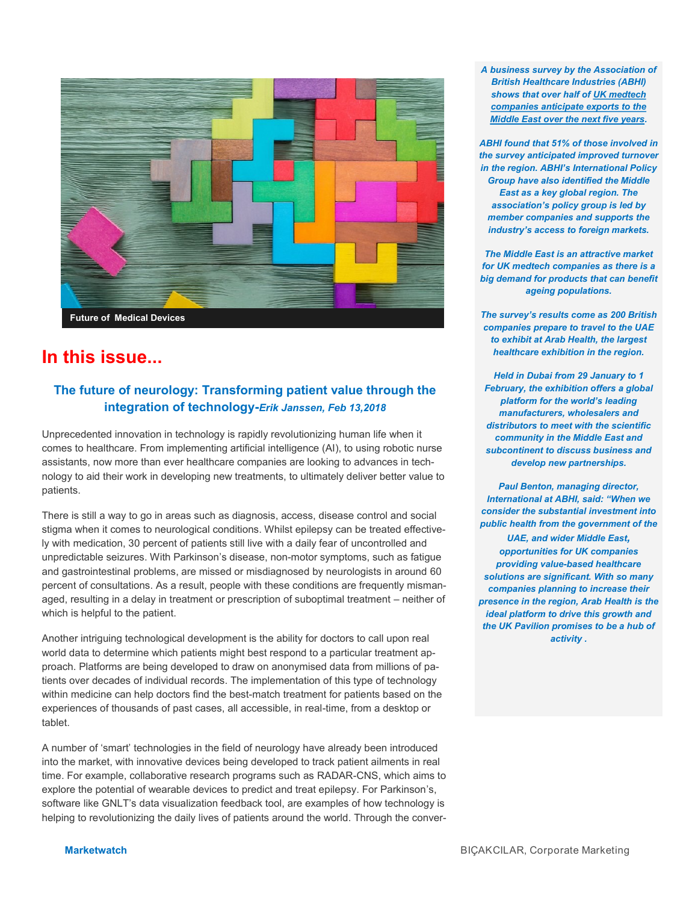Future of Medical Devices

# In this issue...

### The future of neurology: Transforming patient value through the integration of technology-*Erik Janssen, Feb 13,2018*

Unprecedented innovation in technology is rapidly revolutionizing human life when it comes to healthcare. From implementing artificial intelligence (AI), to using robotic nurse assistants, now more than ever healthcare companies are looking to advances in technology to aid their work in developing new treatments, to ultimately deliver better value to patients.

There is still a way to go in areas such as diagnosis, access, disease control and social stigma when it comes to neurological conditions. Whilst epilepsy can be treated effectively with medication, 30 percent of patients still live with a daily fear of uncontrolled and unpredictable seizures. With Parkinson's disease, non-motor symptoms, such as fatigue and gastrointestinal problems, are missed or misdiagnosed by neurologists in around 60 percent of consultations. As a result, people with these conditions are frequently mismanaged, resulting in a delay in treatment or prescription of suboptimal treatment – neither of which is helpful to the patient.

Another intriguing technological development is the ability for doctors to call upon real world data to determine which patients might best respond to a particular treatment approach. Platforms are being developed to draw on anonymised data from millions of patients over decades of individual records. The implementation of this type of technology within medicine can help doctors find the best-match treatment for patients based on the experiences of thousands of past cases, all accessible, in real-time, from a desktop or tablet.

A number of 'smart' technologies in the field of neurology have already been introduced into the market, with innovative devices being developed to track patient ailments in real time. For example, collaborative research programs such as RADAR-CNS, which aims to explore the potential of wearable devices to predict and treat epilepsy. For Parkinson's, software like GNLT's data visualization feedback tool, are examples of how technology is helping to revolutionizing the daily lives of patients around the world. Through the conver-

***A business survey by the Association of British Healthcare Industries (ABHI) shows that over half of UK medtech companies anticipate exports to the Middle East over the next five years.***

***ABHI found that 51% of those involved in the survey anticipated improved turnover in the region. ABHI's International Policy Group have also identified the Middle East as a key global region. The association's policy group is led by member companies and supports the industry's access to foreign markets.***

***The Middle East is an attractive market for UK medtech companies as there is a big demand for products that can benefit ageing populations.***

***The survey's results come as 200 British companies prepare to travel to the UAE to exhibit at Arab Health, the largest healthcare exhibition in the region.***

***Held in Dubai from 29 January to 1 February, the exhibition offers a global platform for the world's leading manufacturers, wholesalers and distributors to meet with the scientific community in the Middle East and subcontinent to discuss business and develop new partnerships.***

***Paul Benton, managing director, International at ABHI, said: "When we consider the substantial investment into public health from the government of the UAE, and wider Middle East, opportunities for UK companies providing value-based healthcare solutions are significant. With so many companies planning to increase their presence in the region, Arab Health is the ideal platform to drive this growth and the UK Pavilion promises to be a hub of activity .***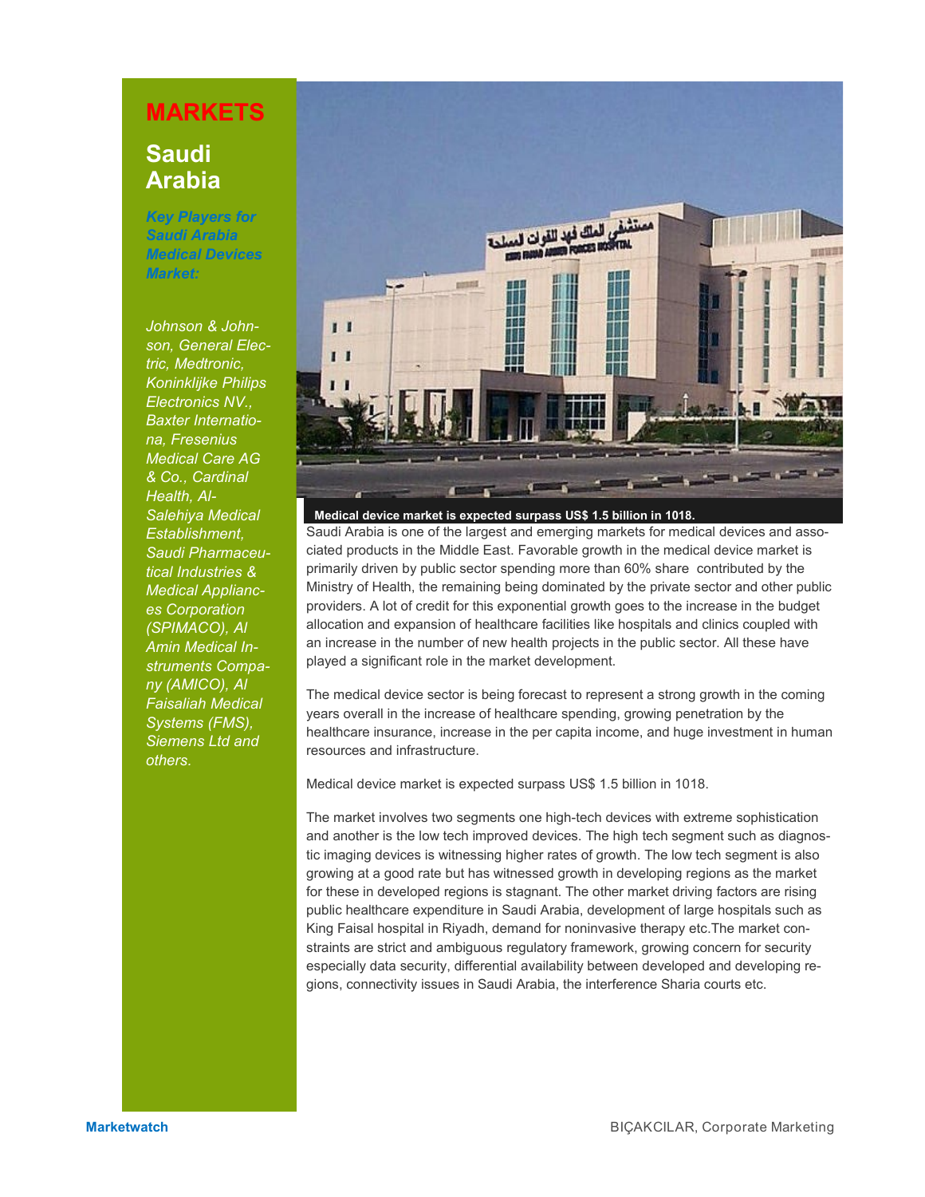# MARKETS

## Saudi Arabia

***Key Players for Saudi Arabia Medical Devices Market:***

*Johnson & Johnson, General Electric, Medtronic, Koninklijke Philips Electronics NV., Baxter Internationa, Fresenius Medical Care AG & Co., Cardinal Health, Al-Salehiya Medical Establishment, Saudi Pharmaceutical Industries & Medical Appliances Corporation (SPIMACO), Al Amin Medical Instruments Company (AMICO), Al Faisaliah Medical Systems (FMS), Siemens Ltd and others.*

**Medical device market is expected surpass US$ 1.5 billion in 1018.**

Saudi Arabia is one of the largest and emerging markets for medical devices and associated products in the Middle East. Favorable growth in the medical device market is primarily driven by public sector spending more than 60% share contributed by the Ministry of Health, the remaining being dominated by the private sector and other public providers. A lot of credit for this exponential growth goes to the increase in the budget allocation and expansion of healthcare facilities like hospitals and clinics coupled with an increase in the number of new health projects in the public sector. All these have played a significant role in the market development.

The medical device sector is being forecast to represent a strong growth in the coming years overall in the increase of healthcare spending, growing penetration by the healthcare insurance, increase in the per capita income, and huge investment in human resources and infrastructure.

Medical device market is expected surpass US$ 1.5 billion in 1018.

The market involves two segments one high-tech devices with extreme sophistication and another is the low tech improved devices. The high tech segment such as diagnostic imaging devices is witnessing higher rates of growth. The low tech segment is also growing at a good rate but has witnessed growth in developing regions as the market for these in developed regions is stagnant. The other market driving factors are rising public healthcare expenditure in Saudi Arabia, development of large hospitals such as King Faisal hospital in Riyadh, demand for noninvasive therapy etc.The market constraints are strict and ambiguous regulatory framework, growing concern for security especially data security, differential availability between developed and developing regions, connectivity issues in Saudi Arabia, the interference Sharia courts etc.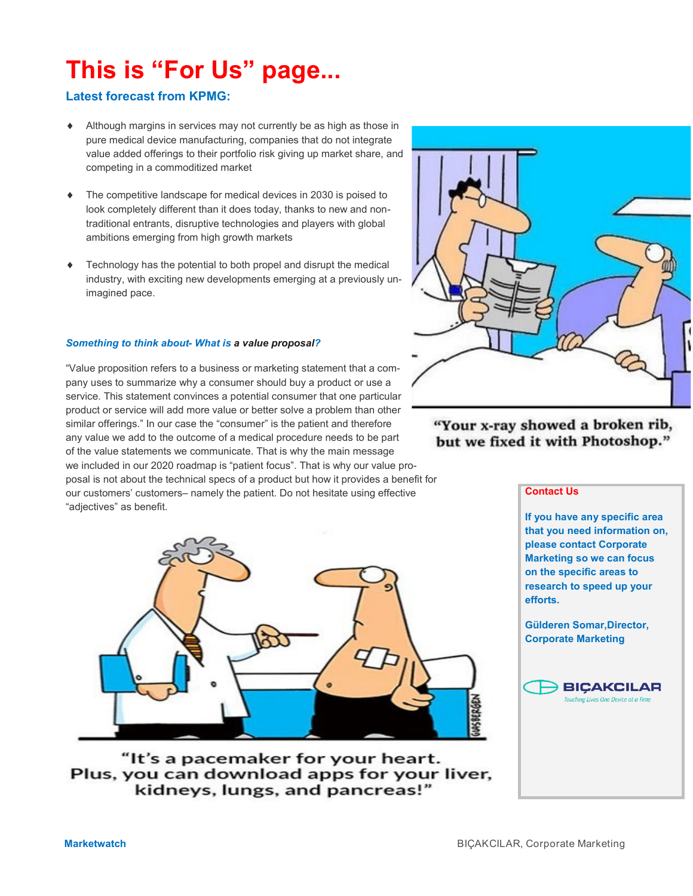# This is "For Us" page...

### Latest forecast from KPMG:

- Although margins in services may not currently be as high as those in pure medical device manufacturing, companies that do not integrate value added offerings to their portfolio risk giving up market share, and competing in a commoditized market
- The competitive landscape for medical devices in 2030 is poised to look completely different than it does today, thanks to new and non-traditional entrants, disruptive technologies and players with global ambitions emerging from high growth markets
- Technology has the potential to both propel and disrupt the medical industry, with exciting new developments emerging at a previously un-imagined pace.

"Your x-ray showed a broken rib, but we fixed it with Photoshop."

***Something to think about- What is a value proposal?***

"Value proposition refers to a business or marketing statement that a company uses to summarize why a consumer should buy a product or use a service. This statement convinces a potential consumer that one particular product or service will add more value or better solve a problem than other similar offerings." In our case the "consumer" is the patient and therefore any value we add to the outcome of a medical procedure needs to be part of the value statements we communicate. That is why the main message we included in our 2020 roadmap is "patient focus". That is why our value proposal is not about the technical specs of a product but how it provides a benefit for our customers' customers– namely the patient. Do not hesitate using effective "adjectives" as benefit.

"It's a pacemaker for your heart. Plus, you can download apps for your liver, kidneys, lungs, and pancreas!"

**Contact Us**

**If you have any specific area that you need information on, please contact Corporate Marketing so we can focus on the specific areas to research to speed up your efforts.**

**Gülderen Somar, Director, Corporate Marketing**

BIÇAKCILAR
Touching Lives One Device at a Time